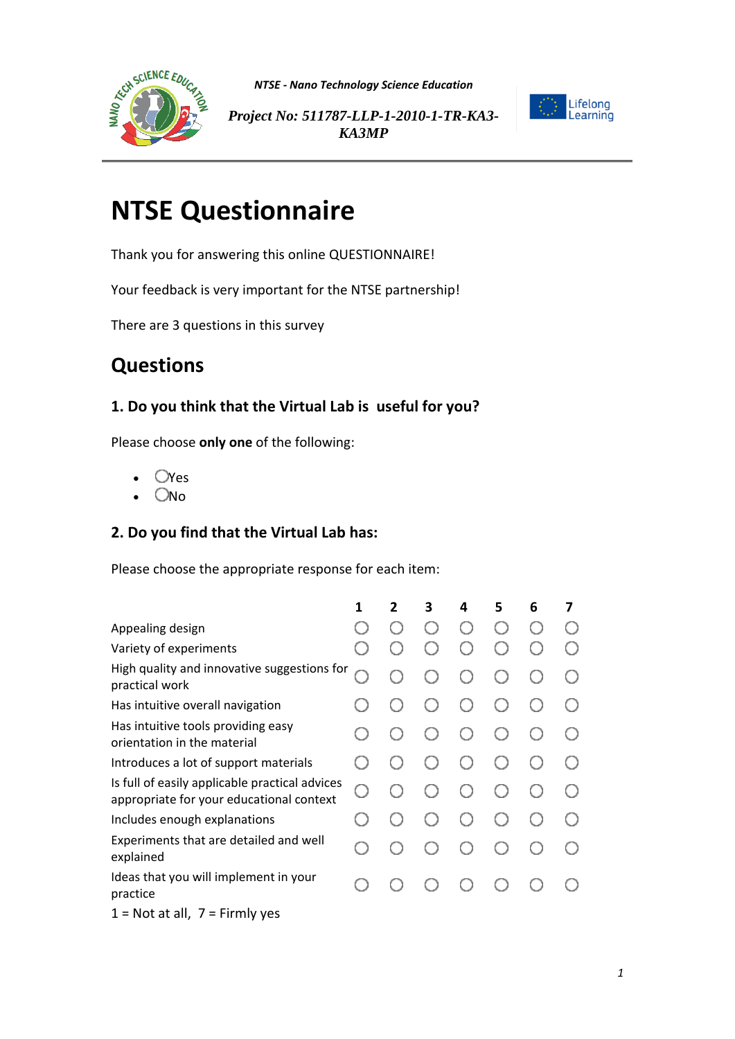*NTSE - Nano Technology Science Education*

*Project No: 511787-LLP-1-2010-1-TR-KA3-KA3MP*

Lifelong Learning

# NTSE Questionnaire

Thank you for answering this online QUESTIONNAIRE!

Your feedback is very important for the NTSE partnership!

There are 3 questions in this survey

## Questions

### 1. Do you think that the Virtual Lab is useful for you?

Please choose **only one** of the following:

- ○Yes
- ○No

### 2. Do you find that the Virtual Lab has:

Please choose the appropriate response for each item:

| | 1 | 2 | 3 | 4 | 5 | 6 | 7 |
|---|---|---|---|---|---|---|---|
| Appealing design | ○ | ○ | ○ | ○ | ○ | ○ | ○ |
| Variety of experiments | ○ | ○ | ○ | ○ | ○ | ○ | ○ |
| High quality and innovative suggestions for practical work | ○ | ○ | ○ | ○ | ○ | ○ | ○ |
| Has intuitive overall navigation | ○ | ○ | ○ | ○ | ○ | ○ | ○ |
| Has intuitive tools providing easy orientation in the material | ○ | ○ | ○ | ○ | ○ | ○ | ○ |
| Introduces a lot of support materials | ○ | ○ | ○ | ○ | ○ | ○ | ○ |
| Is full of easily applicable practical advices appropriate for your educational context | ○ | ○ | ○ | ○ | ○ | ○ | ○ |
| Includes enough explanations | ○ | ○ | ○ | ○ | ○ | ○ | ○ |
| Experiments that are detailed and well explained | ○ | ○ | ○ | ○ | ○ | ○ | ○ |
| Ideas that you will implement in your practice | ○ | ○ | ○ | ○ | ○ | ○ | ○ |

1 = Not at all, 7 = Firmly yes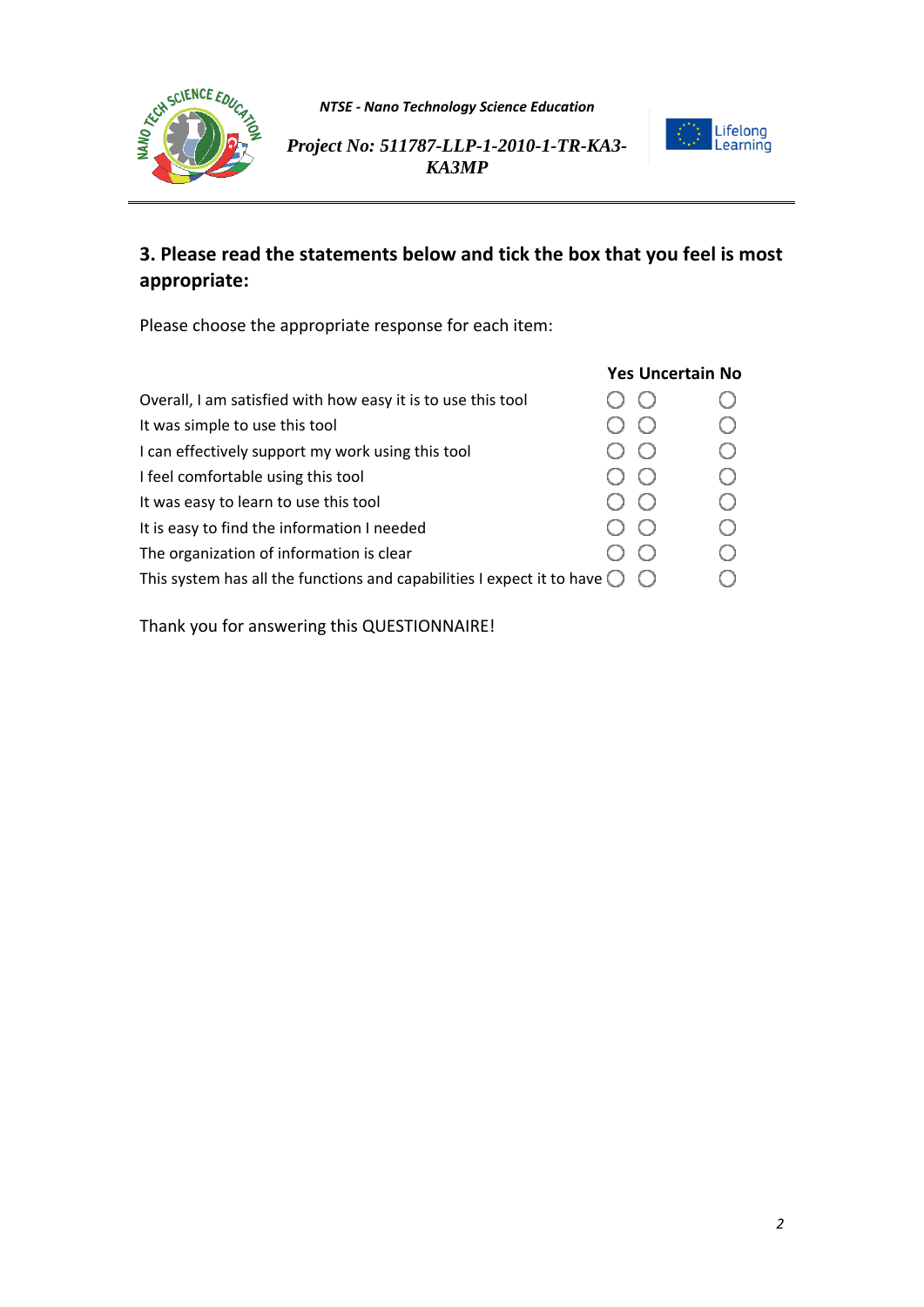### 3. Please read the statements below and tick the box that you feel is most appropriate:

Please choose the appropriate response for each item:

| | Yes | Uncertain | No |
|---|---|---|---|
| Overall, I am satisfied with how easy it is to use this tool | ◯ | ◯ | ◯ |
| It was simple to use this tool | ◯ | ◯ | ◯ |
| I can effectively support my work using this tool | ◯ | ◯ | ◯ |
| I feel comfortable using this tool | ◯ | ◯ | ◯ |
| It was easy to learn to use this tool | ◯ | ◯ | ◯ |
| It is easy to find the information I needed | ◯ | ◯ | ◯ |
| The organization of information is clear | ◯ | ◯ | ◯ |
| This system has all the functions and capabilities I expect it to have | ◯ | ◯ | ◯ |

Thank you for answering this QUESTIONNAIRE!